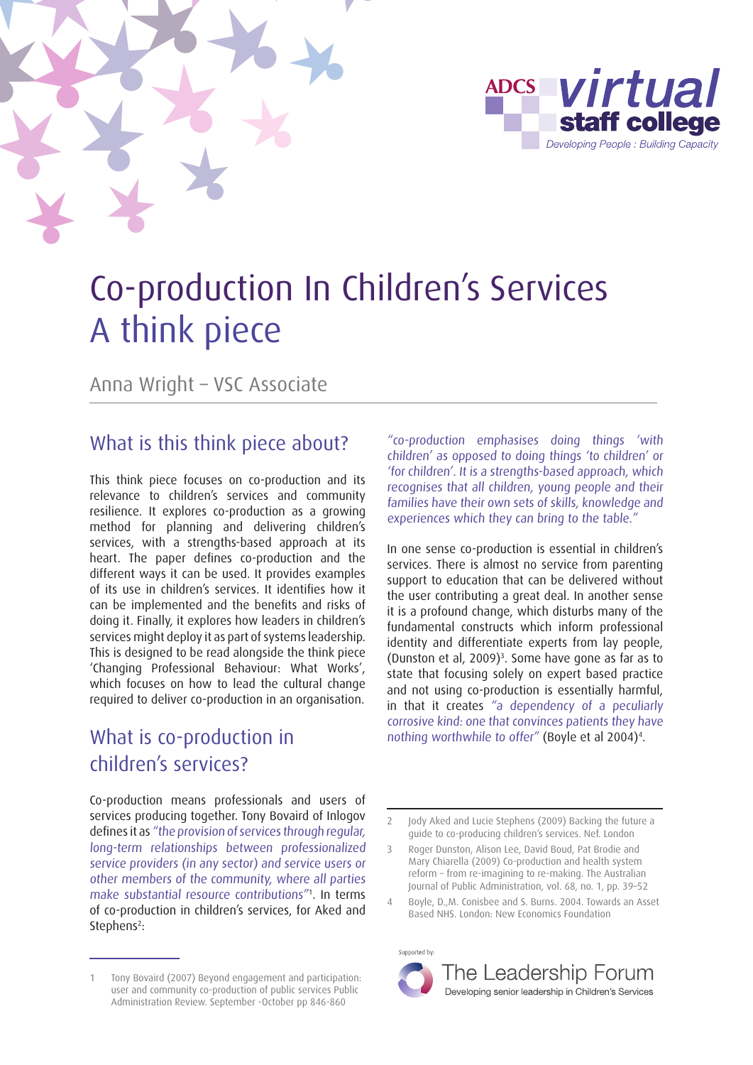ADCS virtual staff college
Developing People : Building Capacity

# Co-production In Children's Services
# A think piece

Anna Wright – VSC Associate

## What is this think piece about?

This think piece focuses on co-production and its relevance to children's services and community resilience. It explores co-production as a growing method for planning and delivering children's services, with a strengths-based approach at its heart. The paper defines co-production and the different ways it can be used. It provides examples of its use in children's services. It identifies how it can be implemented and the benefits and risks of doing it. Finally, it explores how leaders in children's services might deploy it as part of systems leadership. This is designed to be read alongside the think piece 'Changing Professional Behaviour: What Works', which focuses on how to lead the cultural change required to deliver co-production in an organisation.

## What is co-production in children's services?

Co-production means professionals and users of services producing together. Tony Bovaird of Inlogov defines it as *"the provision of services through regular, long-term relationships between professionalized service providers (in any sector) and service users or other members of the community, where all parties make substantial resource contributions"*[1]. In terms of co-production in children's services, for Aked and Stephens[2]:

*"co-production emphasises doing things 'with children' as opposed to doing things 'to children' or 'for children'. It is a strengths-based approach, which recognises that all children, young people and their families have their own sets of skills, knowledge and experiences which they can bring to the table."*

In one sense co-production is essential in children's services. There is almost no service from parenting support to education that can be delivered without the user contributing a great deal. In another sense it is a profound change, which disturbs many of the fundamental constructs which inform professional identity and differentiate experts from lay people, (Dunston et al, 2009)[3]. Some have gone as far as to state that focusing solely on expert based practice and not using co-production is essentially harmful, in that it creates *"a dependency of a peculiarly corrosive kind: one that convinces patients they have nothing worthwhile to offer"* (Boyle et al 2004)[4].

1 Tony Bovaird (2007) Beyond engagement and participation: user and community co-production of public services Public Administration Review. September -October pp 846-860

2 Jody Aked and Lucie Stephens (2009) Backing the future a guide to co-producing children's services. Nef. London

3 Roger Dunston, Alison Lee, David Boud, Pat Brodie and Mary Chiarella (2009) Co-production and health system reform – from re-imagining to re-making. The Australian Journal of Public Administration, vol. 68, no. 1, pp. 39–52

4 Boyle, D.,M. Conisbee and S. Burns. 2004. Towards an Asset Based NHS. London: New Economics Foundation

Supported by: The Leadership Forum
Developing senior leadership in Children's Services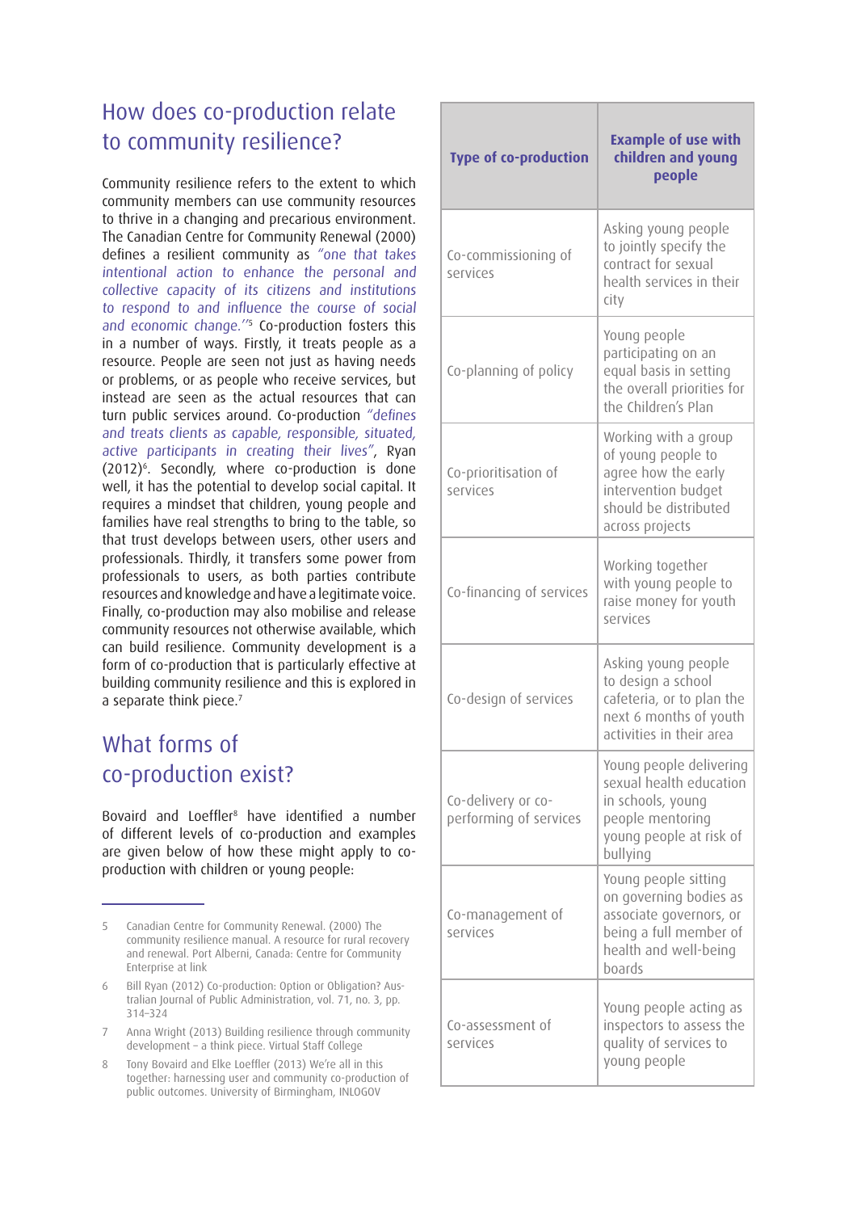## How does co-production relate to community resilience?

Community resilience refers to the extent to which community members can use community resources to thrive in a changing and precarious environment. The Canadian Centre for Community Renewal (2000) defines a resilient community as *"one that takes intentional action to enhance the personal and collective capacity of its citizens and institutions to respond to and influence the course of social and economic change."*[5] Co-production fosters this in a number of ways. Firstly, it treats people as a resource. People are seen not just as having needs or problems, or as people who receive services, but instead are seen as the actual resources that can turn public services around. Co-production *"defines and treats clients as capable, responsible, situated, active participants in creating their lives"*, Ryan (2012)[6]. Secondly, where co-production is done well, it has the potential to develop social capital. It requires a mindset that children, young people and families have real strengths to bring to the table, so that trust develops between users, other users and professionals. Thirdly, it transfers some power from professionals to users, as both parties contribute resources and knowledge and have a legitimate voice. Finally, co-production may also mobilise and release community resources not otherwise available, which can build resilience. Community development is a form of co-production that is particularly effective at building community resilience and this is explored in a separate think piece.[7]

## What forms of co-production exist?

Bovaird and Loeffler[8] have identified a number of different levels of co-production and examples are given below of how these might apply to co-production with children or young people:

| Type of co-production | Example of use with children and young people |
|---|---|
| Co-commissioning of services | Asking young people to jointly specify the contract for sexual health services in their city |
| Co-planning of policy | Young people participating on an equal basis in setting the overall priorities for the Children's Plan |
| Co-prioritisation of services | Working with a group of young people to agree how the early intervention budget should be distributed across projects |
| Co-financing of services | Working together with young people to raise money for youth services |
| Co-design of services | Asking young people to design a school cafeteria, or to plan the next 6 months of youth activities in their area |
| Co-delivery or co-performing of services | Young people delivering sexual health education in schools, young people mentoring young people at risk of bullying |
| Co-management of services | Young people sitting on governing bodies as associate governors, or being a full member of health and well-being boards |
| Co-assessment of services | Young people acting as inspectors to assess the quality of services to young people |

---

5 Canadian Centre for Community Renewal. (2000) The community resilience manual. A resource for rural recovery and renewal. Port Alberni, Canada: Centre for Community Enterprise at link

6 Bill Ryan (2012) Co-production: Option or Obligation? Australian Journal of Public Administration, vol. 71, no. 3, pp. 314–324

7 Anna Wright (2013) Building resilience through community development – a think piece. Virtual Staff College

8 Tony Bovaird and Elke Loeffler (2013) We're all in this together: harnessing user and community co-production of public outcomes. University of Birmingham, INLOGOV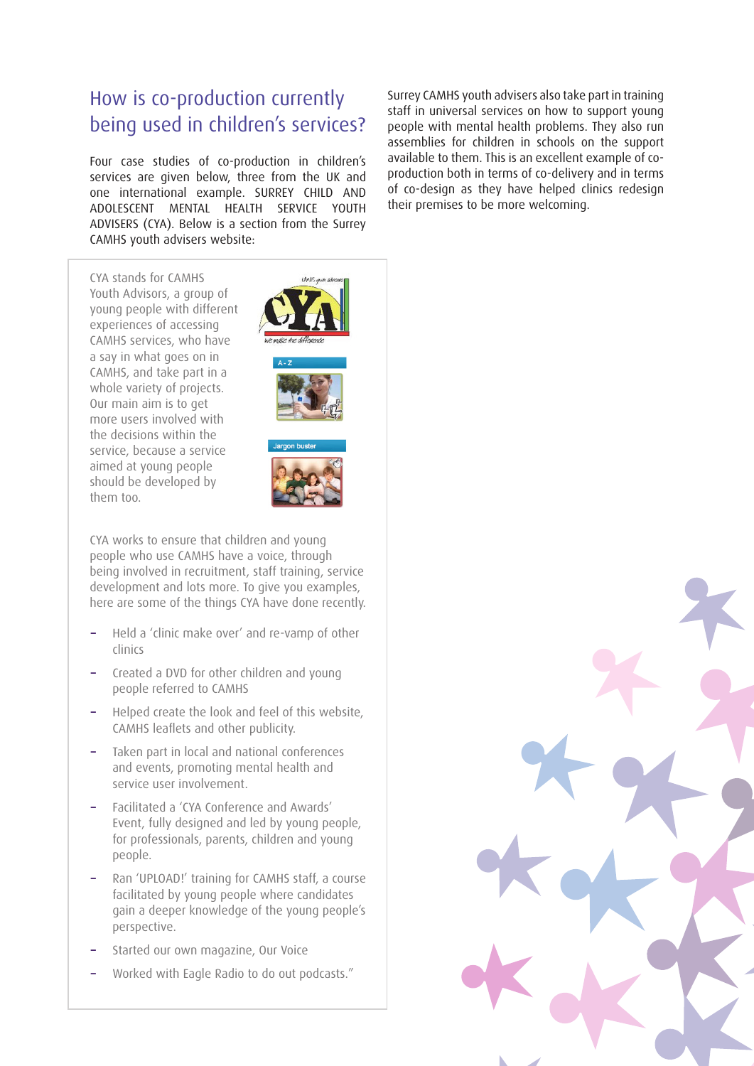## How is co-production currently being used in children's services?

Four case studies of co-production in children's services are given below, three from the UK and one international example. SURREY CHILD AND ADOLESCENT MENTAL HEALTH SERVICE YOUTH ADVISERS (CYA). Below is a section from the Surrey CAMHS youth advisers website:

> CYA stands for CAMHS Youth Advisors, a group of young people with different experiences of accessing CAMHS services, who have a say in what goes on in CAMHS, and take part in a whole variety of projects. Our main aim is to get more users involved with the decisions within the service, because a service aimed at young people should be developed by them too.
>
> CYA works to ensure that children and young people who use CAMHS have a voice, through being involved in recruitment, staff training, service development and lots more. To give you examples, here are some of the things CYA have done recently.
>
> - Held a 'clinic make over' and re-vamp of other clinics
> - Created a DVD for other children and young people referred to CAMHS
> - Helped create the look and feel of this website, CAMHS leaflets and other publicity.
> - Taken part in local and national conferences and events, promoting mental health and service user involvement.
> - Facilitated a 'CYA Conference and Awards' Event, fully designed and led by young people, for professionals, parents, children and young people.
> - Ran 'UPLOAD!' training for CAMHS staff, a course facilitated by young people where candidates gain a deeper knowledge of the young people's perspective.
> - Started our own magazine, Our Voice
> - Worked with Eagle Radio to do out podcasts."

Surrey CAMHS youth advisers also take part in training staff in universal services on how to support young people with mental health problems. They also run assemblies for children in schools on the support available to them. This is an excellent example of co-production both in terms of co-delivery and in terms of co-design as they have helped clinics redesign their premises to be more welcoming.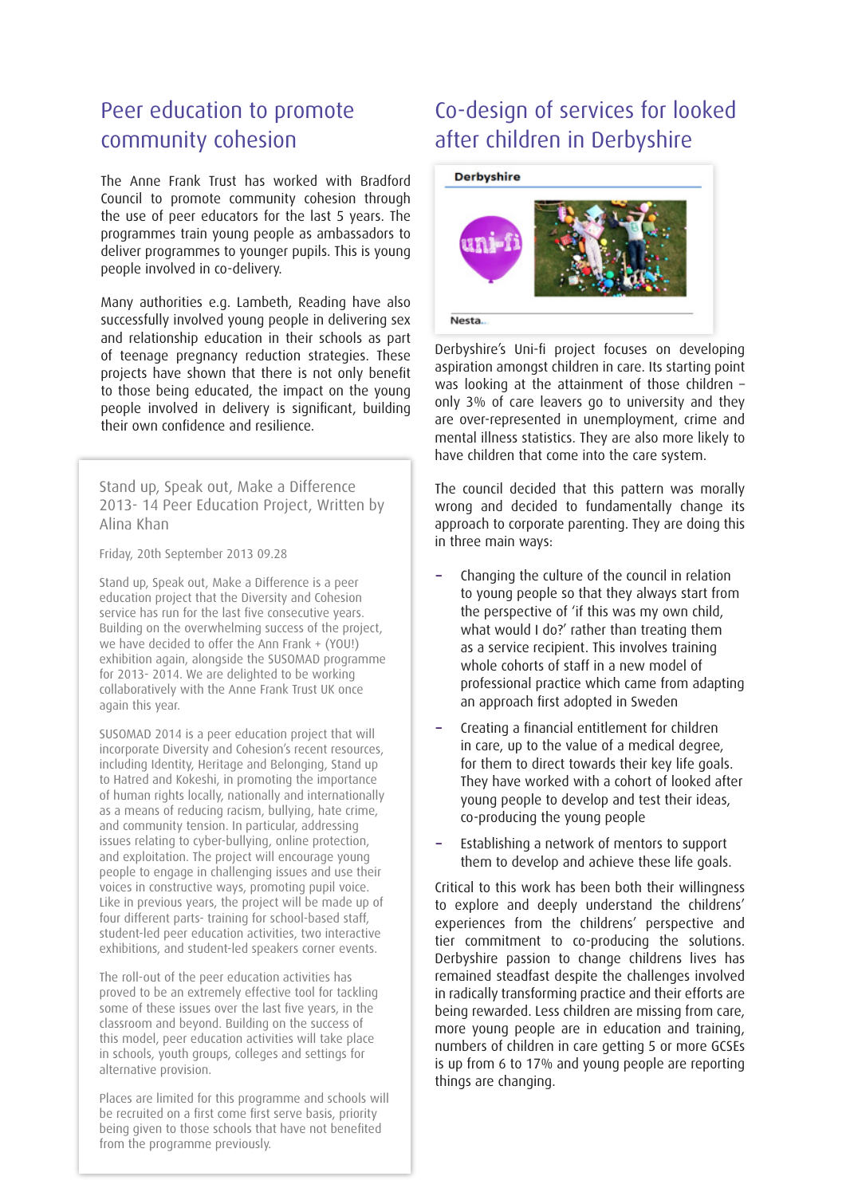## Peer education to promote community cohesion

The Anne Frank Trust has worked with Bradford Council to promote community cohesion through the use of peer educators for the last 5 years. The programmes train young people as ambassadors to deliver programmes to younger pupils. This is young people involved in co-delivery.

Many authorities e.g. Lambeth, Reading have also successfully involved young people in delivering sex and relationship education in their schools as part of teenage pregnancy reduction strategies. These projects have shown that there is not only benefit to those being educated, the impact on the young people involved in delivery is significant, building their own confidence and resilience.

> Stand up, Speak out, Make a Difference 2013- 14 Peer Education Project, Written by Alina Khan
>
> Friday, 20th September 2013 09.28
>
> Stand up, Speak out, Make a Difference is a peer education project that the Diversity and Cohesion service has run for the last five consecutive years. Building on the overwhelming success of the project, we have decided to offer the Ann Frank + (YOU!) exhibition again, alongside the SUSOMAD programme for 2013- 2014. We are delighted to be working collaboratively with the Anne Frank Trust UK once again this year.
>
> SUSOMAD 2014 is a peer education project that will incorporate Diversity and Cohesion's recent resources, including Identity, Heritage and Belonging, Stand up to Hatred and Kokeshi, in promoting the importance of human rights locally, nationally and internationally as a means of reducing racism, bullying, hate crime, and community tension. In particular, addressing issues relating to cyber-bullying, online protection, and exploitation. The project will encourage young people to engage in challenging issues and use their voices in constructive ways, promoting pupil voice. Like in previous years, the project will be made up of four different parts- training for school-based staff, student-led peer education activities, two interactive exhibitions, and student-led speakers corner events.
>
> The roll-out of the peer education activities has proved to be an extremely effective tool for tackling some of these issues over the last five years, in the classroom and beyond. Building on the success of this model, peer education activities will take place in schools, youth groups, colleges and settings for alternative provision.
>
> Places are limited for this programme and schools will be recruited on a first come first serve basis, priority being given to those schools that have not benefited from the programme previously.

## Co-design of services for looked after children in Derbyshire

Derbyshire

uni-fi

Nesta

Derbyshire's Uni-fi project focuses on developing aspiration amongst children in care. Its starting point was looking at the attainment of those children – only 3% of care leavers go to university and they are over-represented in unemployment, crime and mental illness statistics. They are also more likely to have children that come into the care system.

The council decided that this pattern was morally wrong and decided to fundamentally change its approach to corporate parenting. They are doing this in three main ways:

- Changing the culture of the council in relation to young people so that they always start from the perspective of 'if this was my own child, what would I do?' rather than treating them as a service recipient. This involves training whole cohorts of staff in a new model of professional practice which came from adapting an approach first adopted in Sweden
- Creating a financial entitlement for children in care, up to the value of a medical degree, for them to direct towards their key life goals. They have worked with a cohort of looked after young people to develop and test their ideas, co-producing the young people
- Establishing a network of mentors to support them to develop and achieve these life goals.

Critical to this work has been both their willingness to explore and deeply understand the childrens' experiences from the childrens' perspective and tier commitment to co-producing the solutions. Derbyshire passion to change childrens lives has remained steadfast despite the challenges involved in radically transforming practice and their efforts are being rewarded. Less children are missing from care, more young people are in education and training, numbers of children in care getting 5 or more GCSEs is up from 6 to 17% and young people are reporting things are changing.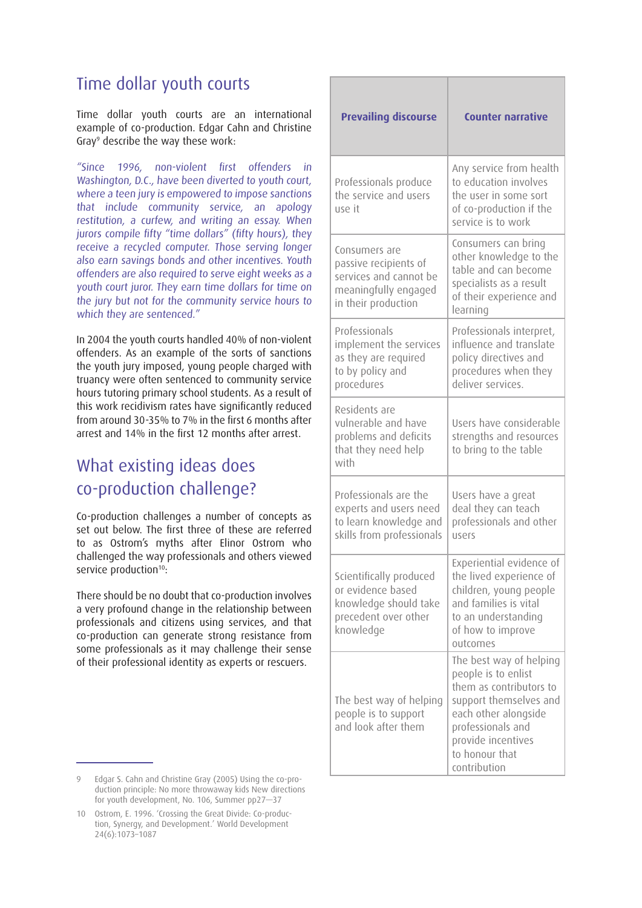## Time dollar youth courts

Time dollar youth courts are an international example of co-production. Edgar Cahn and Christine Gray[9] describe the way these work:

*"Since 1996, non-violent first offenders in Washington, D.C., have been diverted to youth court, where a teen jury is empowered to impose sanctions that include community service, an apology restitution, a curfew, and writing an essay. When jurors compile fifty "time dollars" (fifty hours), they receive a recycled computer. Those serving longer also earn savings bonds and other incentives. Youth offenders are also required to serve eight weeks as a youth court juror. They earn time dollars for time on the jury but not for the community service hours to which they are sentenced."*

In 2004 the youth courts handled 40% of non-violent offenders. As an example of the sorts of sanctions the youth jury imposed, young people charged with truancy were often sentenced to community service hours tutoring primary school students. As a result of this work recidivism rates have significantly reduced from around 30-35% to 7% in the first 6 months after arrest and 14% in the first 12 months after arrest.

## What existing ideas does co-production challenge?

Co-production challenges a number of concepts as set out below. The first three of these are referred to as Ostrom's myths after Elinor Ostrom who challenged the way professionals and others viewed service production[10]:

There should be no doubt that co-production involves a very profound change in the relationship between professionals and citizens using services, and that co-production can generate strong resistance from some professionals as it may challenge their sense of their professional identity as experts or rescuers.

| Prevailing discourse | Counter narrative |
|---|---|
| Professionals produce the service and users use it | Any service from health to education involves the user in some sort of co-production if the service is to work |
| Consumers are passive recipients of services and cannot be meaningfully engaged in their production | Consumers can bring other knowledge to the table and can become specialists as a result of their experience and learning |
| Professionals implement the services as they are required to by policy and procedures | Professionals interpret, influence and translate policy directives and procedures when they deliver services. |
| Residents are vulnerable and have problems and deficits that they need help with | Users have considerable strengths and resources to bring to the table |
| Professionals are the experts and users need to learn knowledge and skills from professionals | Users have a great deal they can teach professionals and other users |
| Scientifically produced or evidence based knowledge should take precedent over other knowledge | Experiential evidence of the lived experience of children, young people and families is vital to an understanding of how to improve outcomes |
| The best way of helping people is to support and look after them | The best way of helping people is to enlist them as contributors to support themselves and each other alongside professionals and provide incentives to honour that contribution |

9 Edgar S. Cahn and Christine Gray (2005) Using the co-production principle: No more throwaway kids New directions for youth development, No. 106, Summer pp27—37

10 Ostrom, E. 1996. 'Crossing the Great Divide: Co-production, Synergy, and Development.' World Development 24(6):1073–1087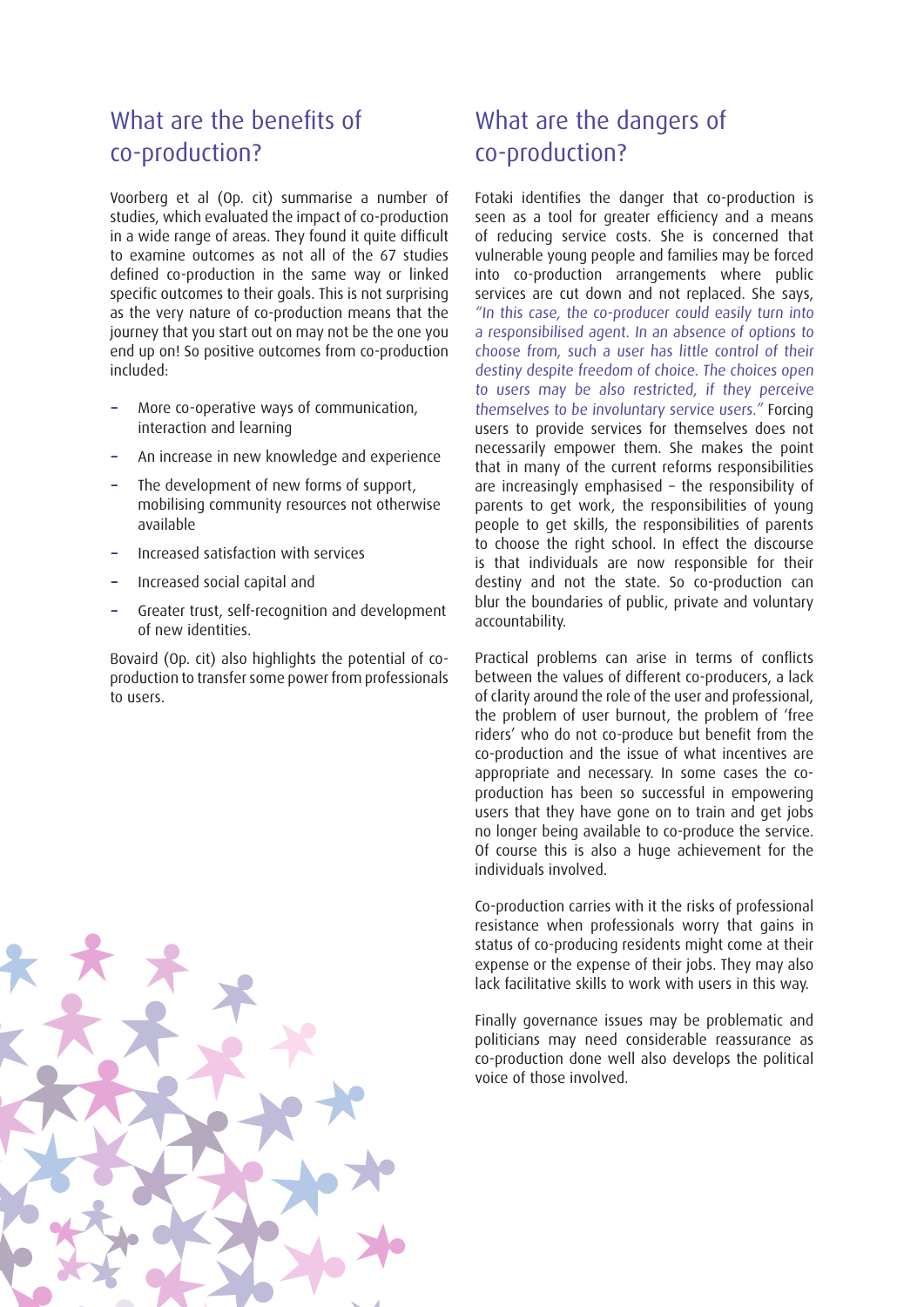## What are the benefits of co-production?

Voorberg et al (Op. cit) summarise a number of studies, which evaluated the impact of co-production in a wide range of areas. They found it quite difficult to examine outcomes as not all of the 67 studies defined co-production in the same way or linked specific outcomes to their goals. This is not surprising as the very nature of co-production means that the journey that you start out on may not be the one you end up on! So positive outcomes from co-production included:

- More co-operative ways of communication, interaction and learning
- An increase in new knowledge and experience
- The development of new forms of support, mobilising community resources not otherwise available
- Increased satisfaction with services
- Increased social capital and
- Greater trust, self-recognition and development of new identities.

Bovaird (Op. cit) also highlights the potential of co-production to transfer some power from professionals to users.

## What are the dangers of co-production?

Fotaki identifies the danger that co-production is seen as a tool for greater efficiency and a means of reducing service costs. She is concerned that vulnerable young people and families may be forced into co-production arrangements where public services are cut down and not replaced. She says, *"In this case, the co-producer could easily turn into a responsibilised agent. In an absence of options to choose from, such a user has little control of their destiny despite freedom of choice. The choices open to users may be also restricted, if they perceive themselves to be involuntary service users."* Forcing users to provide services for themselves does not necessarily empower them. She makes the point that in many of the current reforms responsibilities are increasingly emphasised – the responsibility of parents to get work, the responsibilities of young people to get skills, the responsibilities of parents to choose the right school. In effect the discourse is that individuals are now responsible for their destiny and not the state. So co-production can blur the boundaries of public, private and voluntary accountability.

Practical problems can arise in terms of conflicts between the values of different co-producers, a lack of clarity around the role of the user and professional, the problem of user burnout, the problem of 'free riders' who do not co-produce but benefit from the co-production and the issue of what incentives are appropriate and necessary. In some cases the co-production has been so successful in empowering users that they have gone on to train and get jobs no longer being available to co-produce the service. Of course this is also a huge achievement for the individuals involved.

Co-production carries with it the risks of professional resistance when professionals worry that gains in status of co-producing residents might come at their expense or the expense of their jobs. They may also lack facilitative skills to work with users in this way.

Finally governance issues may be problematic and politicians may need considerable reassurance as co-production done well also develops the political voice of those involved.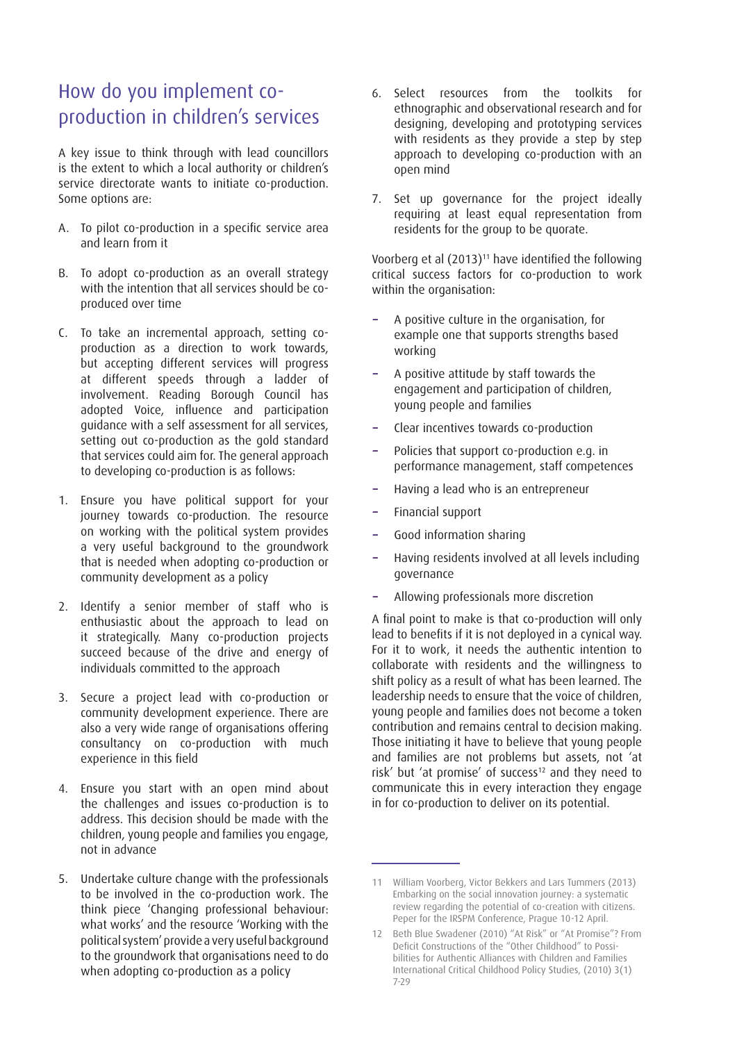## How do you implement co-production in children's services

A key issue to think through with lead councillors is the extent to which a local authority or children's service directorate wants to initiate co-production. Some options are:

A. To pilot co-production in a specific service area and learn from it

B. To adopt co-production as an overall strategy with the intention that all services should be co-produced over time

C. To take an incremental approach, setting co-production as a direction to work towards, but accepting different services will progress at different speeds through a ladder of involvement. Reading Borough Council has adopted Voice, influence and participation guidance with a self assessment for all services, setting out co-production as the gold standard that services could aim for. The general approach to developing co-production is as follows:

1. Ensure you have political support for your journey towards co-production. The resource on working with the political system provides a very useful background to the groundwork that is needed when adopting co-production or community development as a policy

2. Identify a senior member of staff who is enthusiastic about the approach to lead on it strategically. Many co-production projects succeed because of the drive and energy of individuals committed to the approach

3. Secure a project lead with co-production or community development experience. There are also a very wide range of organisations offering consultancy on co-production with much experience in this field

4. Ensure you start with an open mind about the challenges and issues co-production is to address. This decision should be made with the children, young people and families you engage, not in advance

5. Undertake culture change with the professionals to be involved in the co-production work. The think piece 'Changing professional behaviour: what works' and the resource 'Working with the political system' provide a very useful background to the groundwork that organisations need to do when adopting co-production as a policy

6. Select resources from the toolkits for ethnographic and observational research and for designing, developing and prototyping services with residents as they provide a step by step approach to developing co-production with an open mind

7. Set up governance for the project ideally requiring at least equal representation from residents for the group to be quorate.

Voorberg et al (2013)[11] have identified the following critical success factors for co-production to work within the organisation:

- A positive culture in the organisation, for example one that supports strengths based working
- A positive attitude by staff towards the engagement and participation of children, young people and families
- Clear incentives towards co-production
- Policies that support co-production e.g. in performance management, staff competences
- Having a lead who is an entrepreneur
- Financial support
- Good information sharing
- Having residents involved at all levels including governance
- Allowing professionals more discretion

A final point to make is that co-production will only lead to benefits if it is not deployed in a cynical way. For it to work, it needs the authentic intention to collaborate with residents and the willingness to shift policy as a result of what has been learned. The leadership needs to ensure that the voice of children, young people and families does not become a token contribution and remains central to decision making. Those initiating it have to believe that young people and families are not problems but assets, not 'at risk' but 'at promise' of success[12] and they need to communicate this in every interaction they engage in for co-production to deliver on its potential.

---

11 William Voorberg, Victor Bekkers and Lars Tummers (2013) Embarking on the social innovation journey: a systematic review regarding the potential of co-creation with citizens. Peper for the IRSPM Conference, Prague 10-12 April.

12 Beth Blue Swadener (2010) "At Risk" or "At Promise"? From Deficit Constructions of the "Other Childhood" to Possibilities for Authentic Alliances with Children and Families International Critical Childhood Policy Studies, (2010) 3(1) 7-29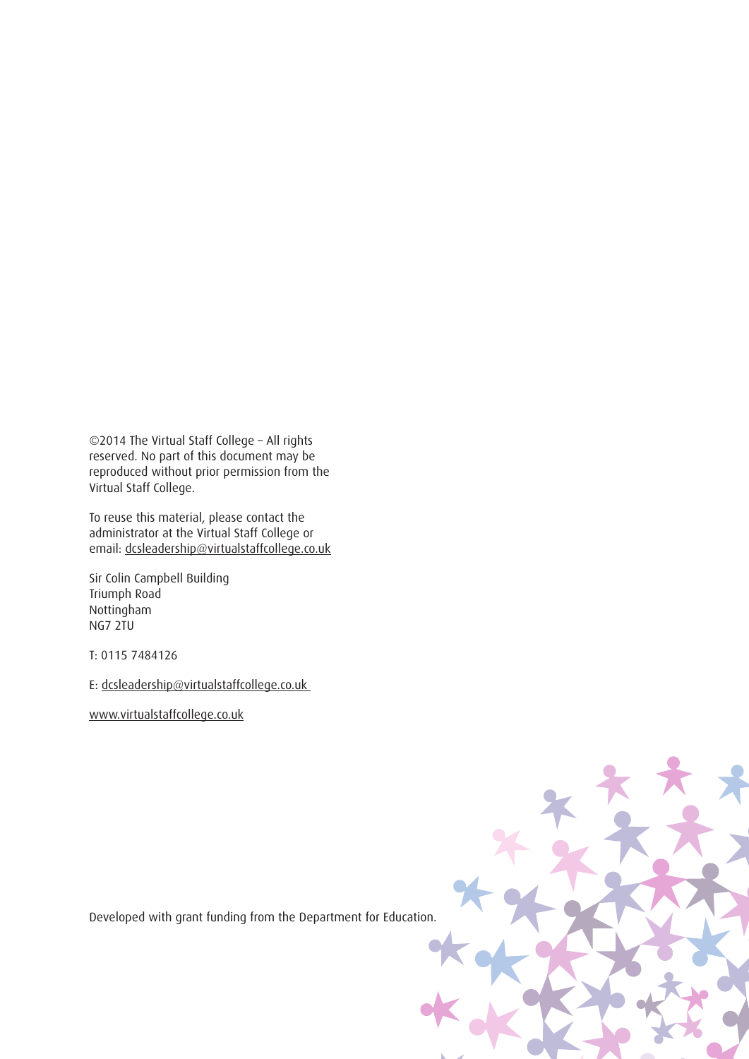©2014 The Virtual Staff College – All rights reserved. No part of this document may be reproduced without prior permission from the Virtual Staff College.

To reuse this material, please contact the administrator at the Virtual Staff College or email: dcsleadership@virtualstaffcollege.co.uk

Sir Colin Campbell Building
Triumph Road
Nottingham
NG7 2TU

T: 0115 7484126

E: dcsleadership@virtualstaffcollege.co.uk

www.virtualstaffcollege.co.uk

Developed with grant funding from the Department for Education.